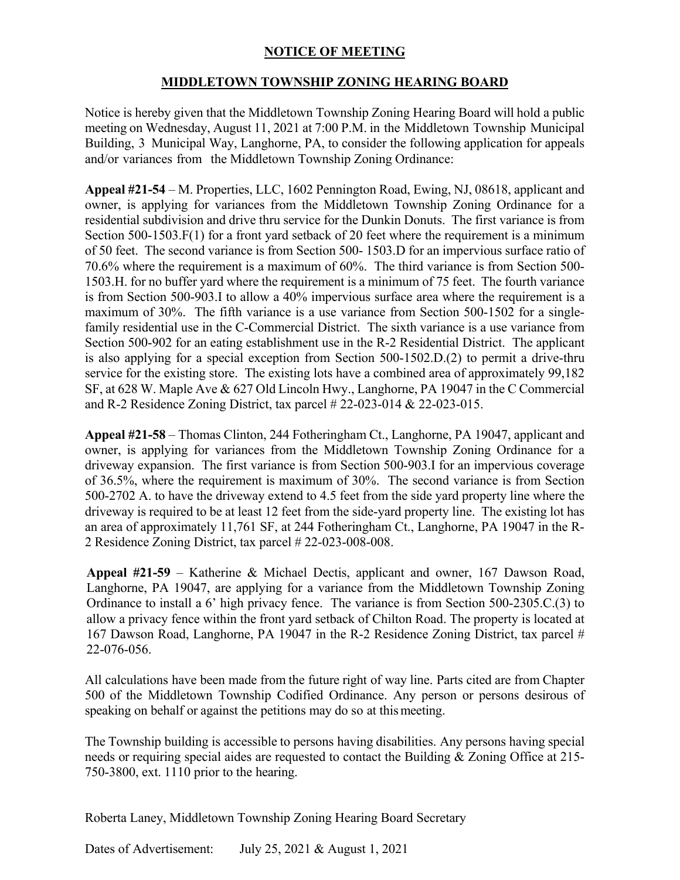# NOTICE OF MEETING

## MIDDLETOWN TOWNSHIP ZONING HEARING BOARD

Notice is hereby given that the Middletown Township Zoning Hearing Board will hold a public meeting on Wednesday, August 11, 2021 at 7:00 P.M. in the Middletown Township Municipal Building, 3 Municipal Way, Langhorne, PA, to consider the following application for appeals and/or variances from the Middletown Township Zoning Ordinance:

**Appeal #21-54** – M. Properties, LLC, 1602 Pennington Road, Ewing, NJ, 08618, applicant and owner, is applying for variances from the Middletown Township Zoning Ordinance for a residential subdivision and drive thru service for the Dunkin Donuts. The first variance is from Section 500-1503.F(1) for a front yard setback of 20 feet where the requirement is a minimum of 50 feet. The second variance is from Section 500- 1503.D for an impervious surface ratio of 70.6% where the requirement is a maximum of 60%. The third variance is from Section 500-1503.H. for no buffer yard where the requirement is a minimum of 75 feet. The fourth variance is from Section 500-903.I to allow a 40% impervious surface area where the requirement is a maximum of 30%. The fifth variance is a use variance from Section 500-1502 for a single-family residential use in the C-Commercial District. The sixth variance is a use variance from Section 500-902 for an eating establishment use in the R-2 Residential District. The applicant is also applying for a special exception from Section 500-1502.D.(2) to permit a drive-thru service for the existing store. The existing lots have a combined area of approximately 99,182 SF, at 628 W. Maple Ave & 627 Old Lincoln Hwy., Langhorne, PA 19047 in the C Commercial and R-2 Residence Zoning District, tax parcel # 22-023-014 & 22-023-015.

**Appeal #21-58** – Thomas Clinton, 244 Fotheringham Ct., Langhorne, PA 19047, applicant and owner, is applying for variances from the Middletown Township Zoning Ordinance for a driveway expansion. The first variance is from Section 500-903.I for an impervious coverage of 36.5%, where the requirement is maximum of 30%. The second variance is from Section 500-2702 A. to have the driveway extend to 4.5 feet from the side yard property line where the driveway is required to be at least 12 feet from the side-yard property line. The existing lot has an area of approximately 11,761 SF, at 244 Fotheringham Ct., Langhorne, PA 19047 in the R-2 Residence Zoning District, tax parcel # 22-023-008-008.

**Appeal #21-59** – Katherine & Michael Dectis, applicant and owner, 167 Dawson Road, Langhorne, PA 19047, are applying for a variance from the Middletown Township Zoning Ordinance to install a 6' high privacy fence. The variance is from Section 500-2305.C.(3) to allow a privacy fence within the front yard setback of Chilton Road. The property is located at 167 Dawson Road, Langhorne, PA 19047 in the R-2 Residence Zoning District, tax parcel # 22-076-056.

All calculations have been made from the future right of way line. Parts cited are from Chapter 500 of the Middletown Township Codified Ordinance. Any person or persons desirous of speaking on behalf or against the petitions may do so at this meeting.

The Township building is accessible to persons having disabilities. Any persons having special needs or requiring special aides are requested to contact the Building & Zoning Office at 215-750-3800, ext. 1110 prior to the hearing.

Roberta Laney, Middletown Township Zoning Hearing Board Secretary

Dates of Advertisement: July 25, 2021 & August 1, 2021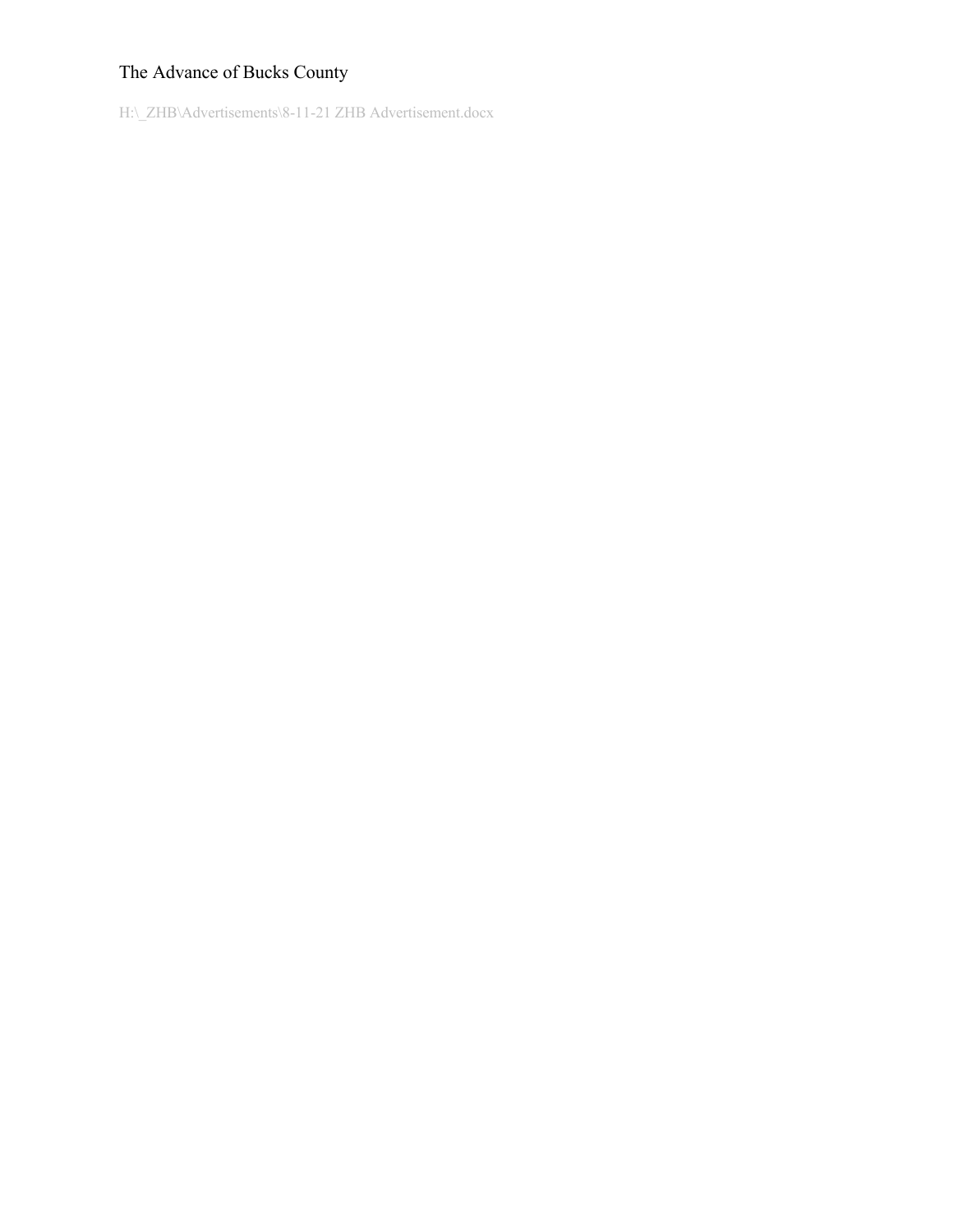The Advance of Bucks County

H:\_ZHB\Advertisements\8-11-21 ZHB Advertisement.docx